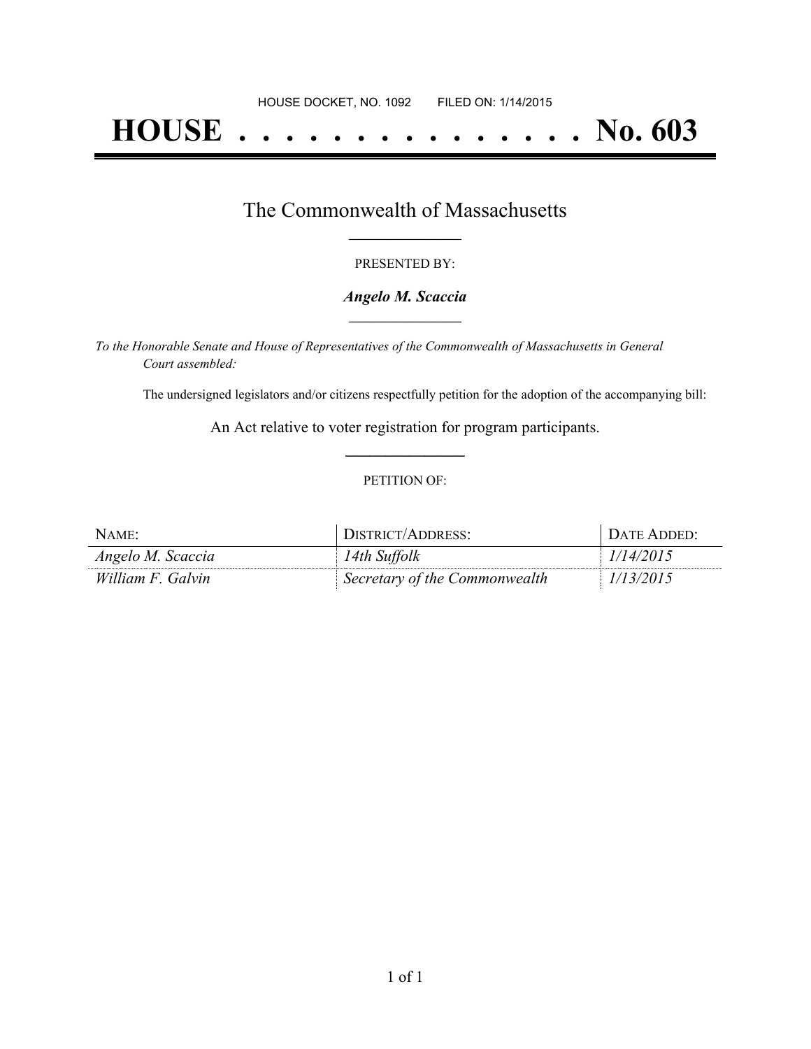HOUSE DOCKET, NO. 1092 FILED ON: 1/14/2015

# HOUSE . . . . . . . . . . . . . . . No. 603

## The Commonwealth of Massachusetts

PRESENTED BY:

***Angelo M. Scaccia***

*To the Honorable Senate and House of Representatives of the Commonwealth of Massachusetts in General Court assembled:*

The undersigned legislators and/or citizens respectfully petition for the adoption of the accompanying bill:

An Act relative to voter registration for program participants.

PETITION OF:

| NAME: | DISTRICT/ADDRESS: | DATE ADDED: |
| --- | --- | --- |
| *Angelo M. Scaccia* | *14th Suffolk* | *1/14/2015* |
| *William F. Galvin* | *Secretary of the Commonwealth* | *1/13/2015* |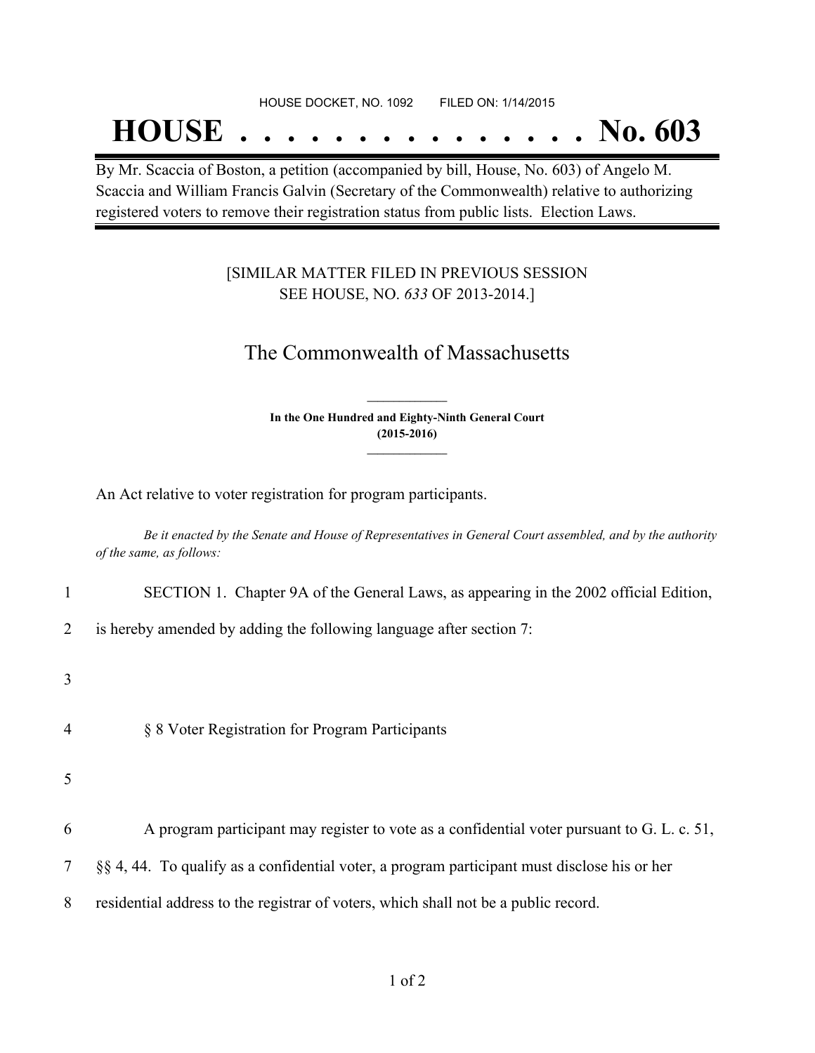HOUSE DOCKET, NO. 1092 FILED ON: 1/14/2015

# HOUSE . . . . . . . . . . . . . . . No. 603

By Mr. Scaccia of Boston, a petition (accompanied by bill, House, No. 603) of Angelo M. Scaccia and William Francis Galvin (Secretary of the Commonwealth) relative to authorizing registered voters to remove their registration status from public lists. Election Laws.

[SIMILAR MATTER FILED IN PREVIOUS SESSION SEE HOUSE, NO. *633* OF 2013-2014.]

## The Commonwealth of Massachusetts

**In the One Hundred and Eighty-Ninth General Court (2015-2016)**

An Act relative to voter registration for program participants.

*Be it enacted by the Senate and House of Representatives in General Court assembled, and by the authority of the same, as follows:*

1 SECTION 1. Chapter 9A of the General Laws, as appearing in the 2002 official Edition,
2 is hereby amended by adding the following language after section 7:

3

4 § 8 Voter Registration for Program Participants

5

6 A program participant may register to vote as a confidential voter pursuant to G. L. c. 51,
7 §§ 4, 44. To qualify as a confidential voter, a program participant must disclose his or her
8 residential address to the registrar of voters, which shall not be a public record.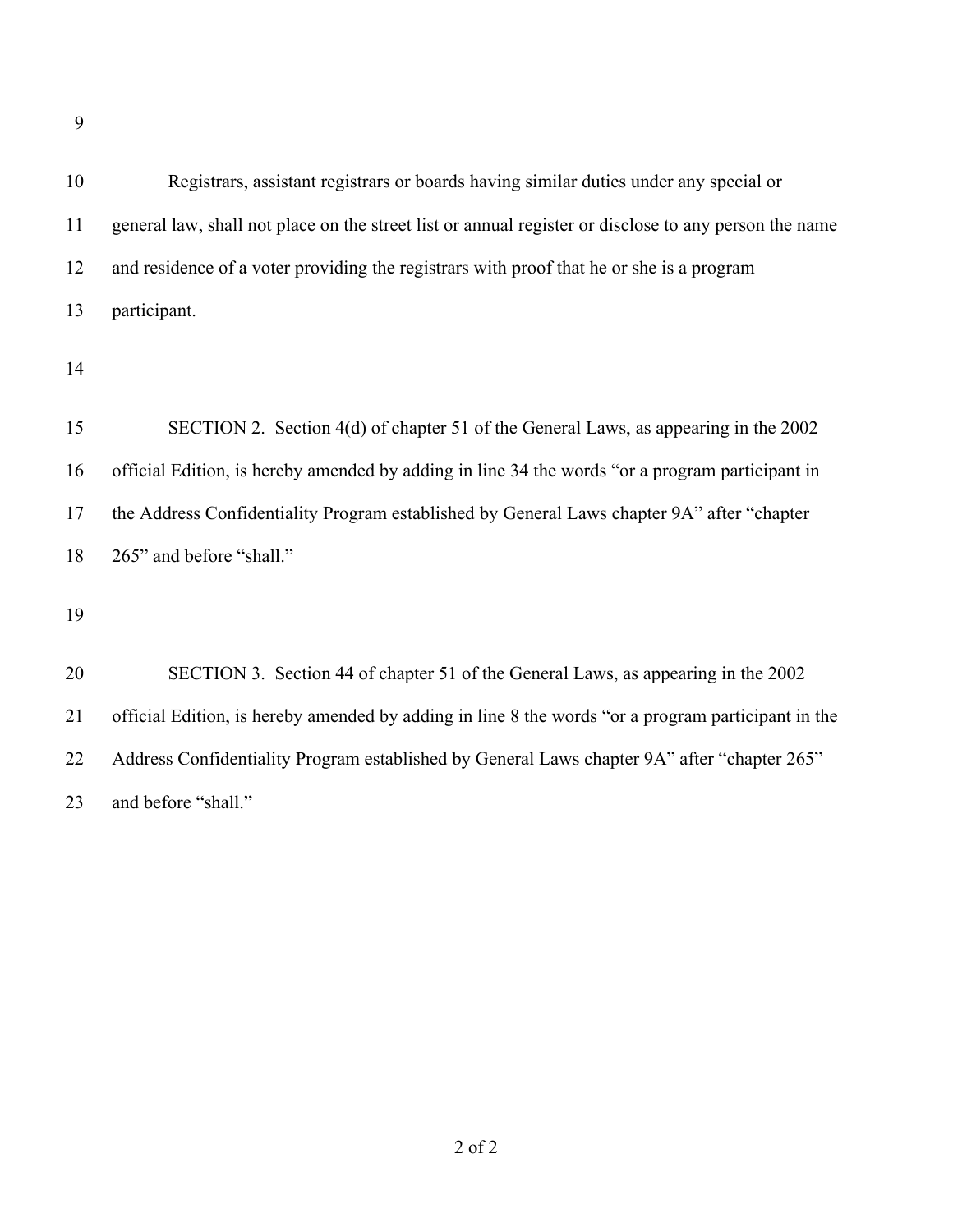Registrars, assistant registrars or boards having similar duties under any special or general law, shall not place on the street list or annual register or disclose to any person the name and residence of a voter providing the registrars with proof that he or she is a program participant.

SECTION 2. Section 4(d) of chapter 51 of the General Laws, as appearing in the 2002 official Edition, is hereby amended by adding in line 34 the words "or a program participant in the Address Confidentiality Program established by General Laws chapter 9A" after "chapter 265" and before "shall."

SECTION 3. Section 44 of chapter 51 of the General Laws, as appearing in the 2002 official Edition, is hereby amended by adding in line 8 the words "or a program participant in the Address Confidentiality Program established by General Laws chapter 9A" after "chapter 265" and before "shall."